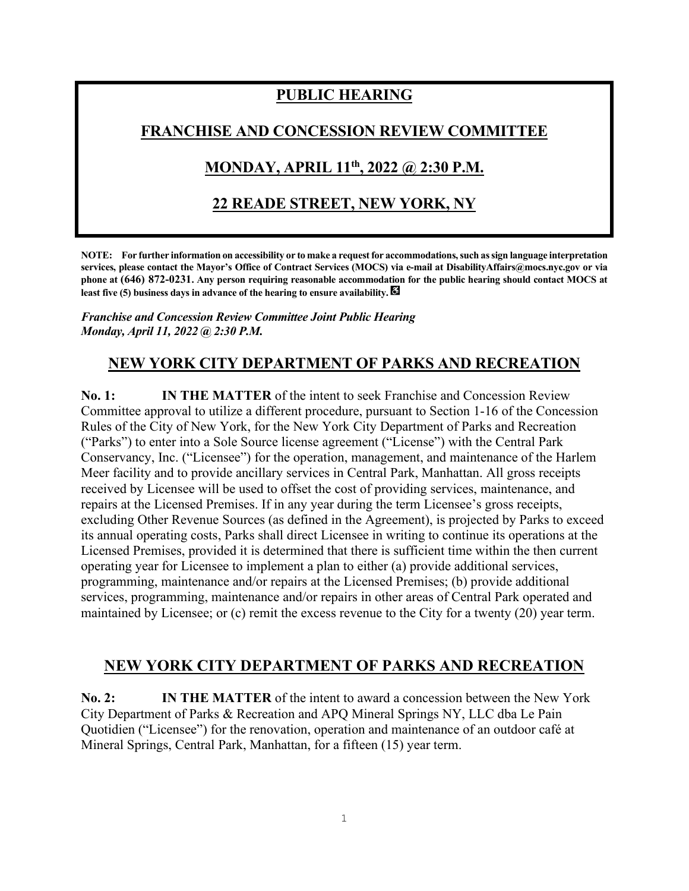# PUBLIC HEARING

# FRANCHISE AND CONCESSION REVIEW COMMITTEE

# MONDAY, APRIL 11th, 2022 @ 2:30 P.M.

# 22 READE STREET, NEW YORK, NY

**NOTE: For further information on accessibility or to make a request for accommodations, such as sign language interpretation services, please contact the Mayor's Office of Contract Services (MOCS) via e-mail at DisabilityAffairs@mocs.nyc.gov or via phone at (646) 872-0231. Any person requiring reasonable accommodation for the public hearing should contact MOCS at least five (5) business days in advance of the hearing to ensure availability.** ♿

***Franchise and Concession Review Committee Joint Public Hearing***
***Monday, April 11, 2022 @ 2:30 P.M.***

## NEW YORK CITY DEPARTMENT OF PARKS AND RECREATION

**No. 1:** **IN THE MATTER** of the intent to seek Franchise and Concession Review Committee approval to utilize a different procedure, pursuant to Section 1-16 of the Concession Rules of the City of New York, for the New York City Department of Parks and Recreation ("Parks") to enter into a Sole Source license agreement ("License") with the Central Park Conservancy, Inc. ("Licensee") for the operation, management, and maintenance of the Harlem Meer facility and to provide ancillary services in Central Park, Manhattan. All gross receipts received by Licensee will be used to offset the cost of providing services, maintenance, and repairs at the Licensed Premises. If in any year during the term Licensee's gross receipts, excluding Other Revenue Sources (as defined in the Agreement), is projected by Parks to exceed its annual operating costs, Parks shall direct Licensee in writing to continue its operations at the Licensed Premises, provided it is determined that there is sufficient time within the then current operating year for Licensee to implement a plan to either (a) provide additional services, programming, maintenance and/or repairs at the Licensed Premises; (b) provide additional services, programming, maintenance and/or repairs in other areas of Central Park operated and maintained by Licensee; or (c) remit the excess revenue to the City for a twenty (20) year term.

## NEW YORK CITY DEPARTMENT OF PARKS AND RECREATION

**No. 2:** **IN THE MATTER** of the intent to award a concession between the New York City Department of Parks & Recreation and APQ Mineral Springs NY, LLC dba Le Pain Quotidien ("Licensee") for the renovation, operation and maintenance of an outdoor café at Mineral Springs, Central Park, Manhattan, for a fifteen (15) year term.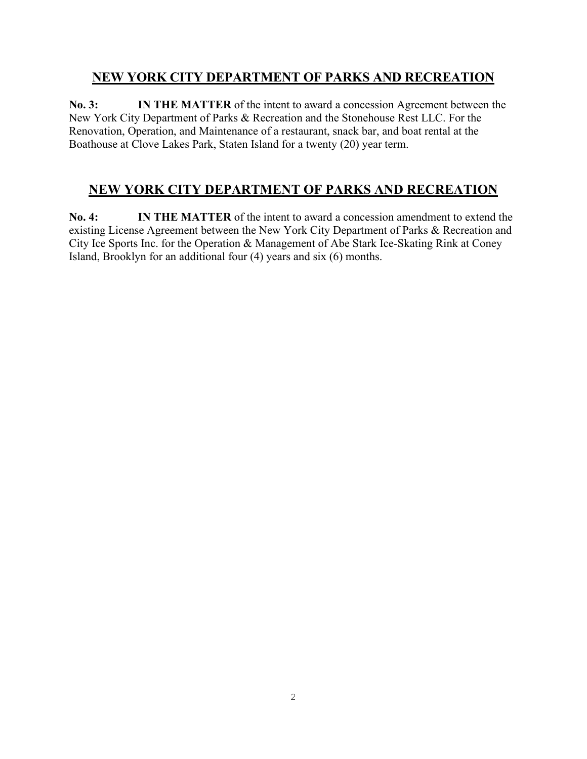## NEW YORK CITY DEPARTMENT OF PARKS AND RECREATION

**No. 3:** **IN THE MATTER** of the intent to award a concession Agreement between the New York City Department of Parks & Recreation and the Stonehouse Rest LLC. For the Renovation, Operation, and Maintenance of a restaurant, snack bar, and boat rental at the Boathouse at Clove Lakes Park, Staten Island for a twenty (20) year term.

## NEW YORK CITY DEPARTMENT OF PARKS AND RECREATION

**No. 4:** **IN THE MATTER** of the intent to award a concession amendment to extend the existing License Agreement between the New York City Department of Parks & Recreation and City Ice Sports Inc. for the Operation & Management of Abe Stark Ice-Skating Rink at Coney Island, Brooklyn for an additional four (4) years and six (6) months.